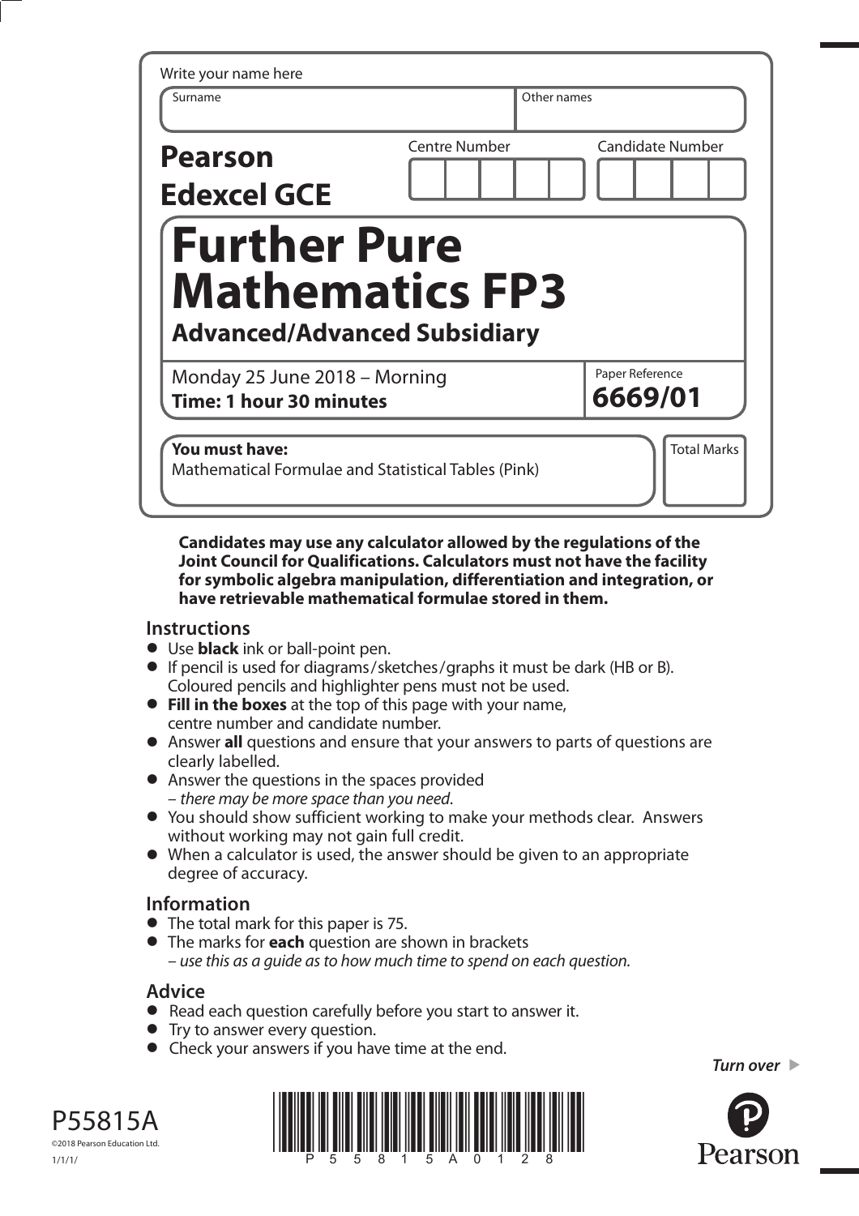Write your name here

| Surname | Other names |
|---|---|
| | |

**Pearson Edexcel GCE**

| Centre Number | Candidate Number |
|---|---|
| | |

# Further Pure Mathematics FP3

## Advanced/Advanced Subsidiary

Monday 25 June 2018 – Morning
**Time: 1 hour 30 minutes**

Paper Reference
**6669/01**

**You must have:**
Mathematical Formulae and Statistical Tables (Pink)

Total Marks

**Candidates may use any calculator allowed by the regulations of the Joint Council for Qualifications. Calculators must not have the facility for symbolic algebra manipulation, differentiation and integration, or have retrievable mathematical formulae stored in them.**

## Instructions

- Use **black** ink or ball-point pen.
- If pencil is used for diagrams/sketches/graphs it must be dark (HB or B). Coloured pencils and highlighter pens must not be used.
- **Fill in the boxes** at the top of this page with your name, centre number and candidate number.
- Answer **all** questions and ensure that your answers to parts of questions are clearly labelled.
- Answer the questions in the spaces provided
  – *there may be more space than you need.*
- You should show sufficient working to make your methods clear. Answers without working may not gain full credit.
- When a calculator is used, the answer should be given to an appropriate degree of accuracy.

## Information

- The total mark for this paper is 75.
- The marks for **each** question are shown in brackets
  – *use this as a guide as to how much time to spend on each question.*

## Advice

- Read each question carefully before you start to answer it.
- Try to answer every question.
- Check your answers if you have time at the end.

*Turn over*

P55815A
©2018 Pearson Education Ltd.
1/1/1/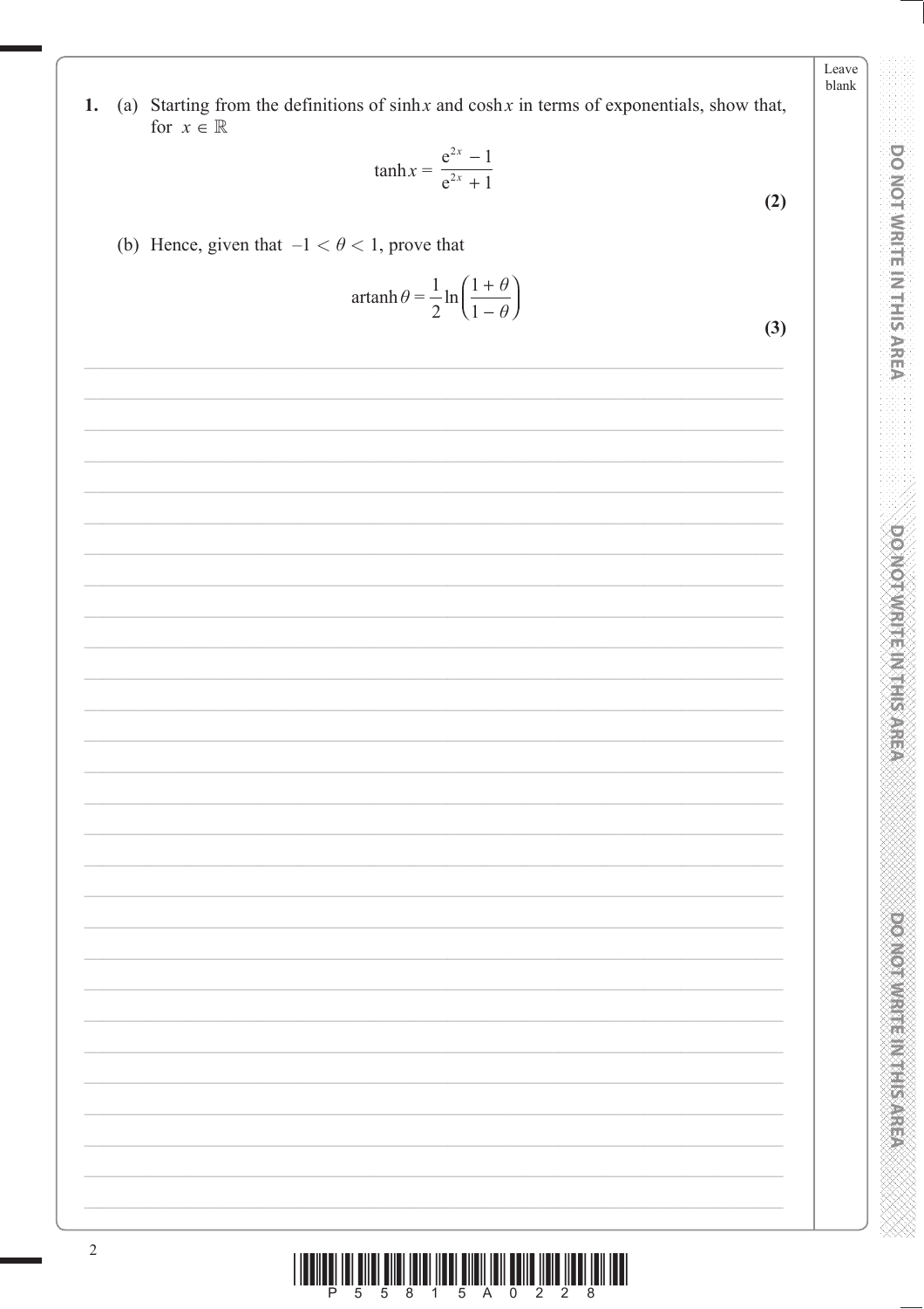**1.** (a) Starting from the definitions of $\sinh x$ and $\cosh x$ in terms of exponentials, show that, for $x \in \mathbb{R}$

$$\tanh x = \frac{e^{2x} - 1}{e^{2x} + 1}$$

**(2)**

(b) Hence, given that $-1 < \theta < 1$, prove that

$$\text{artanh}\,\theta = \frac{1}{2}\ln\left(\frac{1+\theta}{1-\theta}\right)$$

**(3)**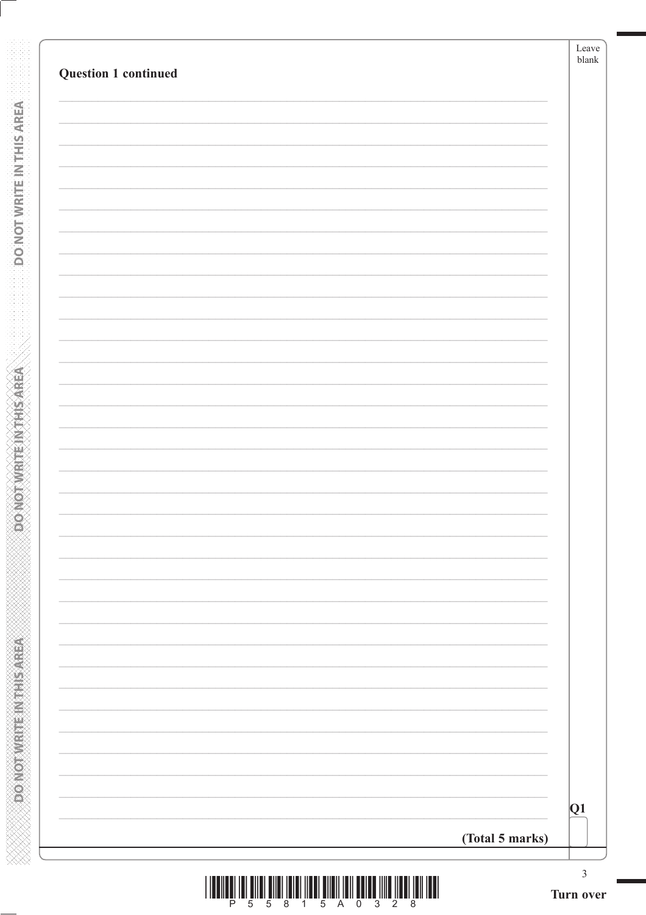**Question 1 continued**

**(Total 5 marks)**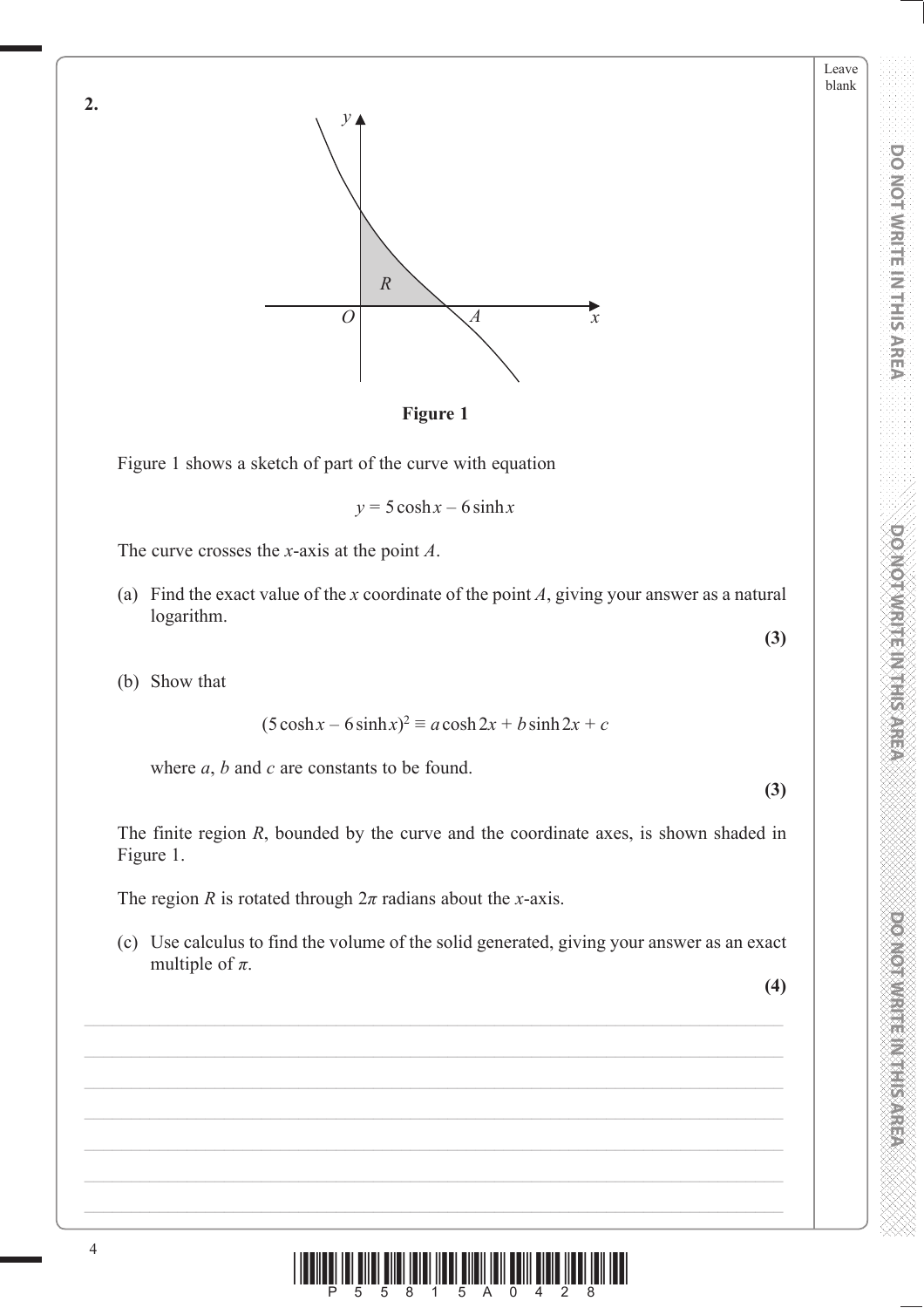**2.**

**Figure 1**

Figure 1 shows a sketch of part of the curve with equation

$$y = 5\cosh x - 6\sinh x$$

The curve crosses the $x$-axis at the point $A$.

(a) Find the exact value of the $x$ coordinate of the point $A$, giving your answer as a natural logarithm.

**(3)**

(b) Show that

$$(5\cosh x - 6\sinh x)^2 \equiv a\cosh 2x + b\sinh 2x + c$$

where $a$, $b$ and $c$ are constants to be found.

**(3)**

The finite region $R$, bounded by the curve and the coordinate axes, is shown shaded in Figure 1.

The region $R$ is rotated through $2\pi$ radians about the $x$-axis.

(c) Use calculus to find the volume of the solid generated, giving your answer as an exact multiple of $\pi$.

**(4)**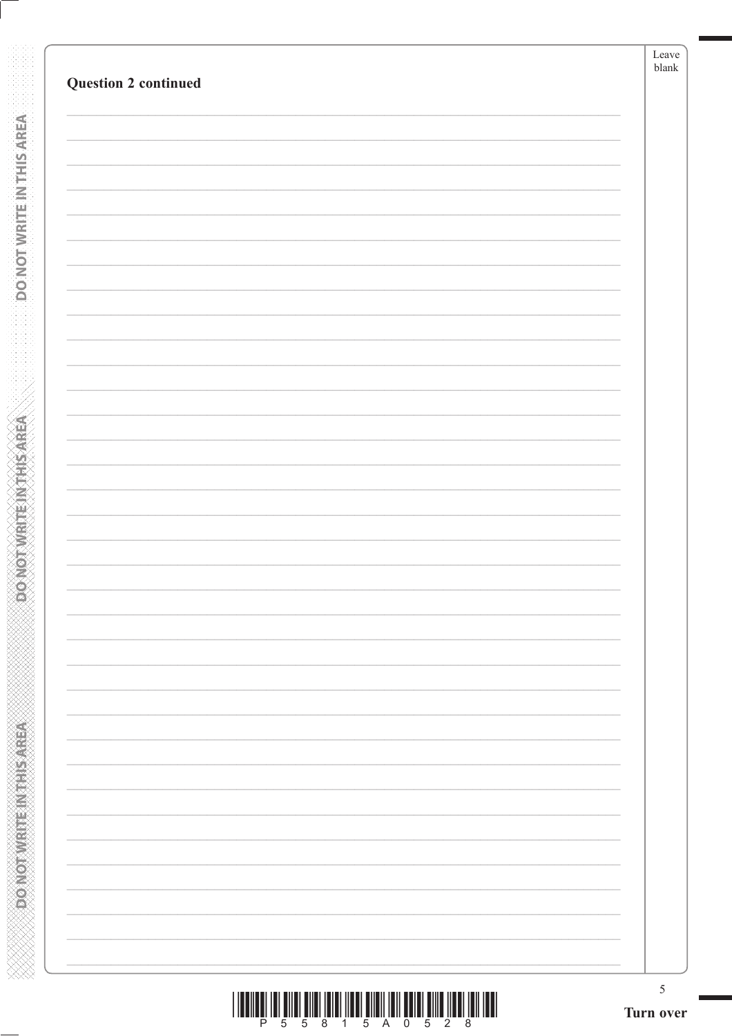**Question 2 continued**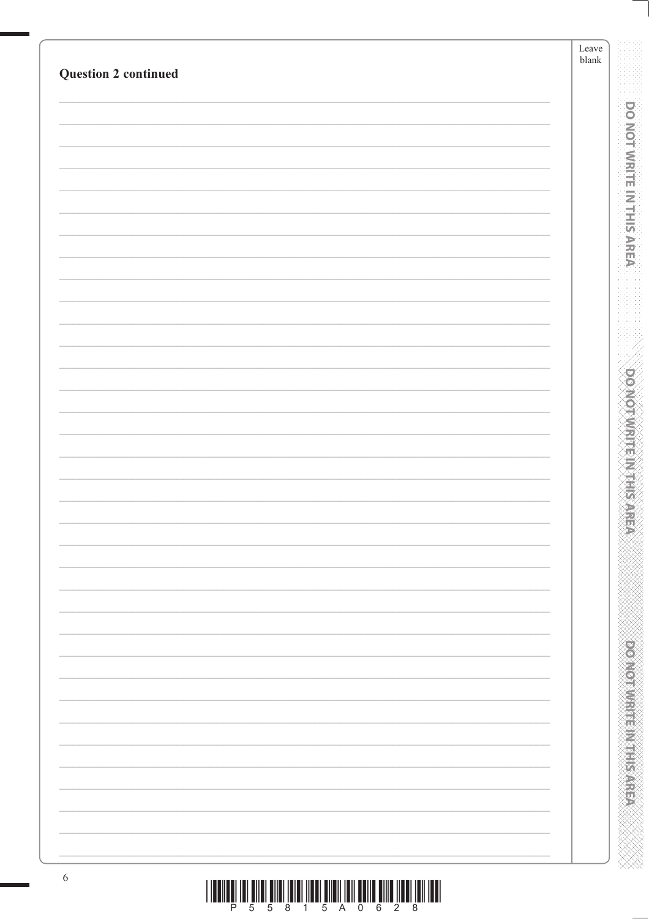**Question 2 continued**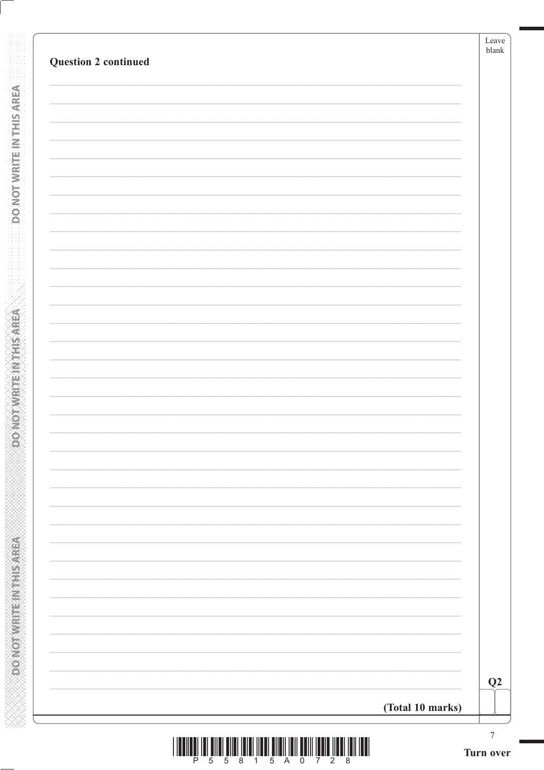**Question 2 continued**

**(Total 10 marks)**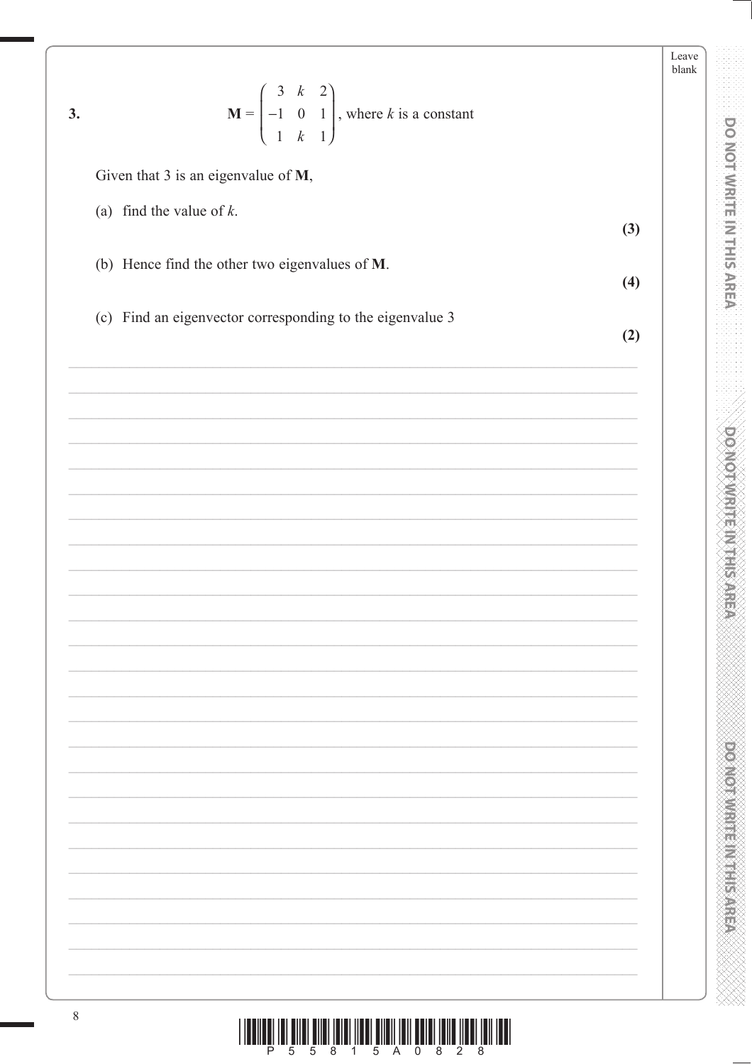**3.**

$$\mathbf{M} = \begin{pmatrix} 3 & k & 2 \\ -1 & 0 & 1 \\ 1 & k & 1 \end{pmatrix}, \text{ where } k \text{ is a constant}$$

Given that 3 is an eigenvalue of $\mathbf{M}$,

(a) find the value of $k$.

**(3)**

(b) Hence find the other two eigenvalues of $\mathbf{M}$.

**(4)**

(c) Find an eigenvector corresponding to the eigenvalue 3

**(2)**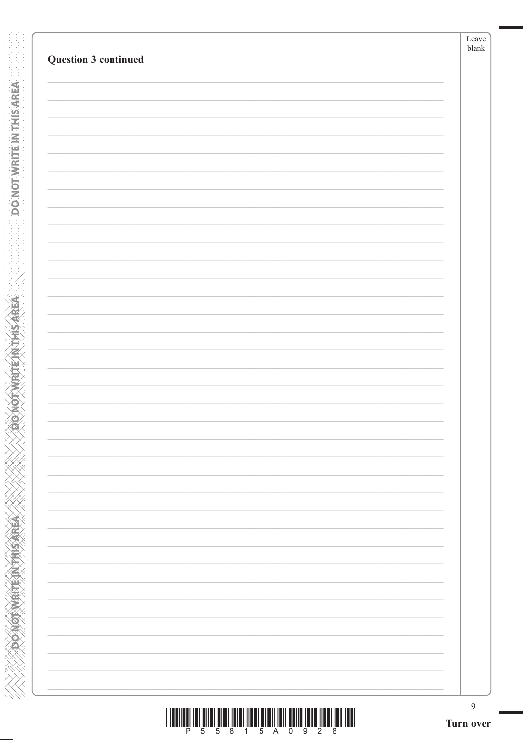**Question 3 continued**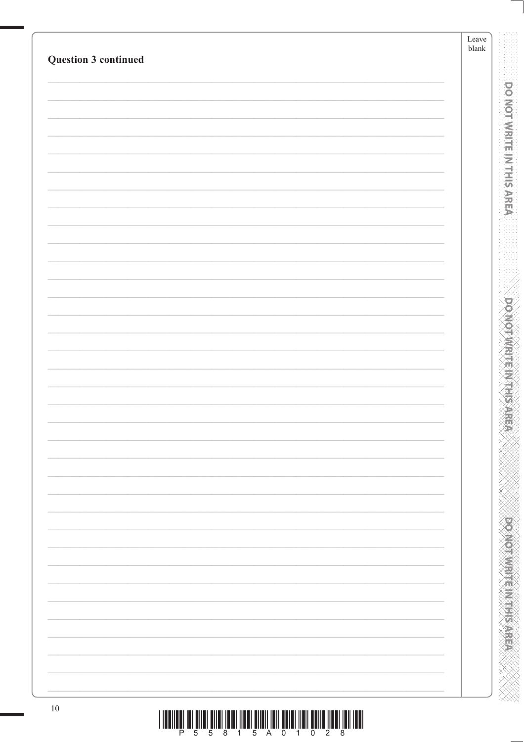**Question 3 continued**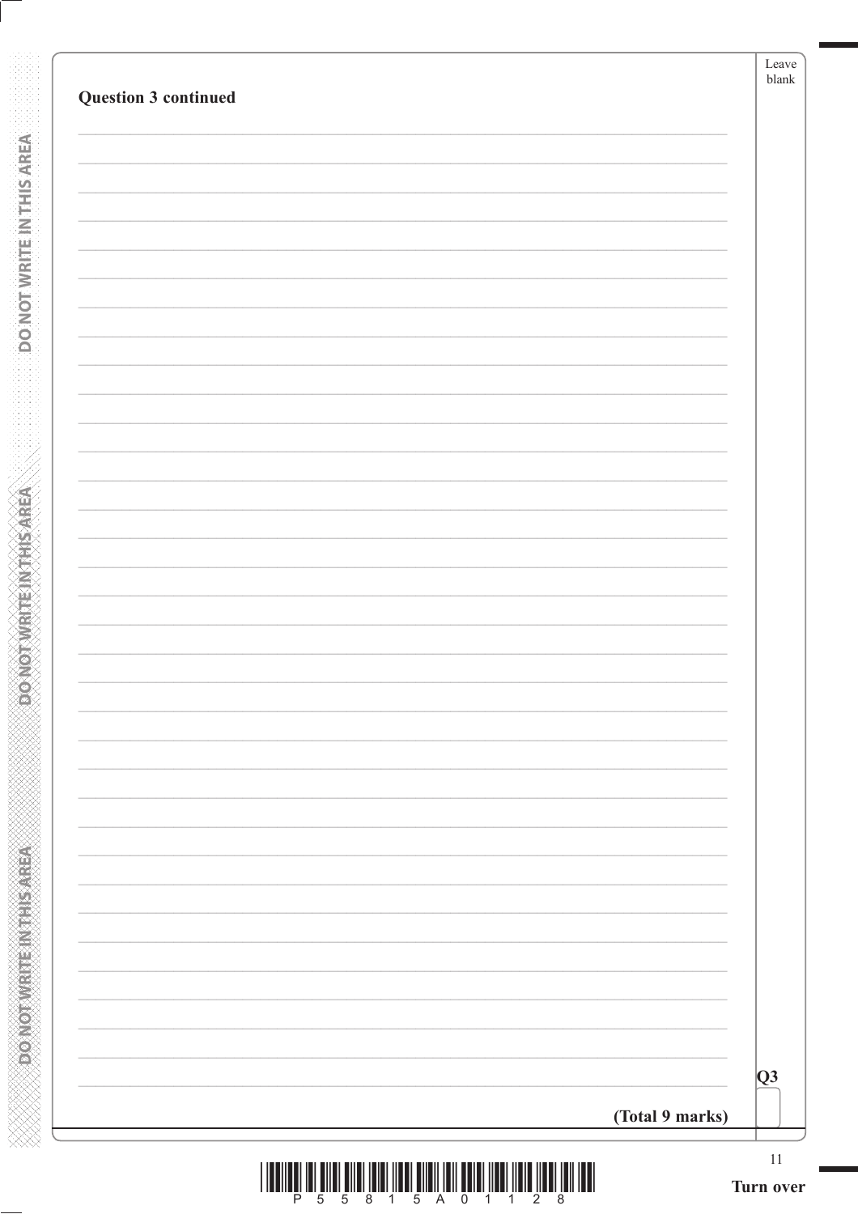**Question 3 continued**

**(Total 9 marks)**

Q3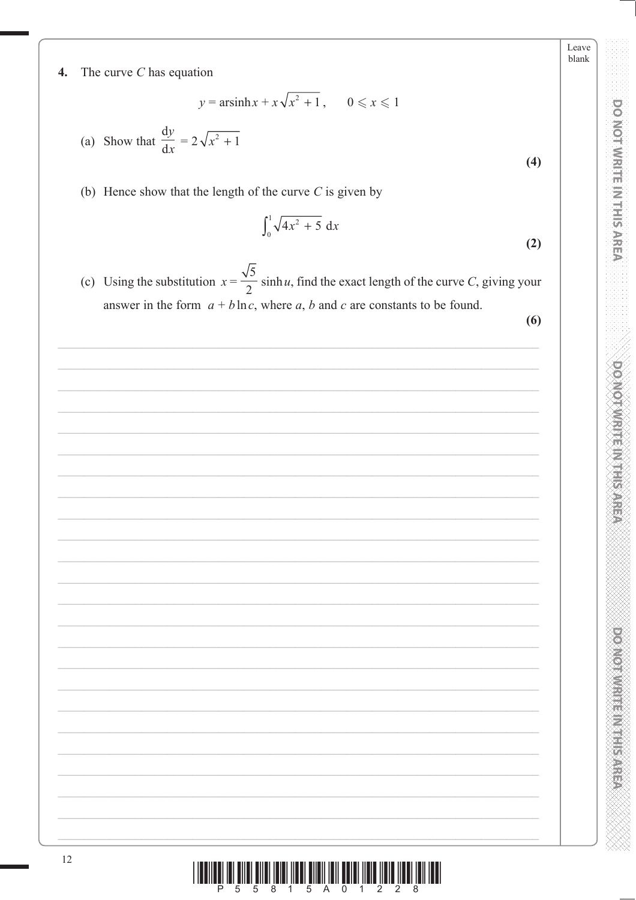**4.** The curve $C$ has equation

$$y = \text{arsinh}\, x + x\sqrt{x^2 + 1}, \qquad 0 \leqslant x \leqslant 1$$

(a) Show that $\dfrac{\mathrm{d}y}{\mathrm{d}x} = 2\sqrt{x^2 + 1}$

**(4)**

(b) Hence show that the length of the curve $C$ is given by

$$\int_0^1 \sqrt{4x^2 + 5}\ \mathrm{d}x$$

**(2)**

(c) Using the substitution $x = \dfrac{\sqrt{5}}{2}\sinh u$, find the exact length of the curve $C$, giving your answer in the form $a + b\ln c$, where $a$, $b$ and $c$ are constants to be found.

**(6)**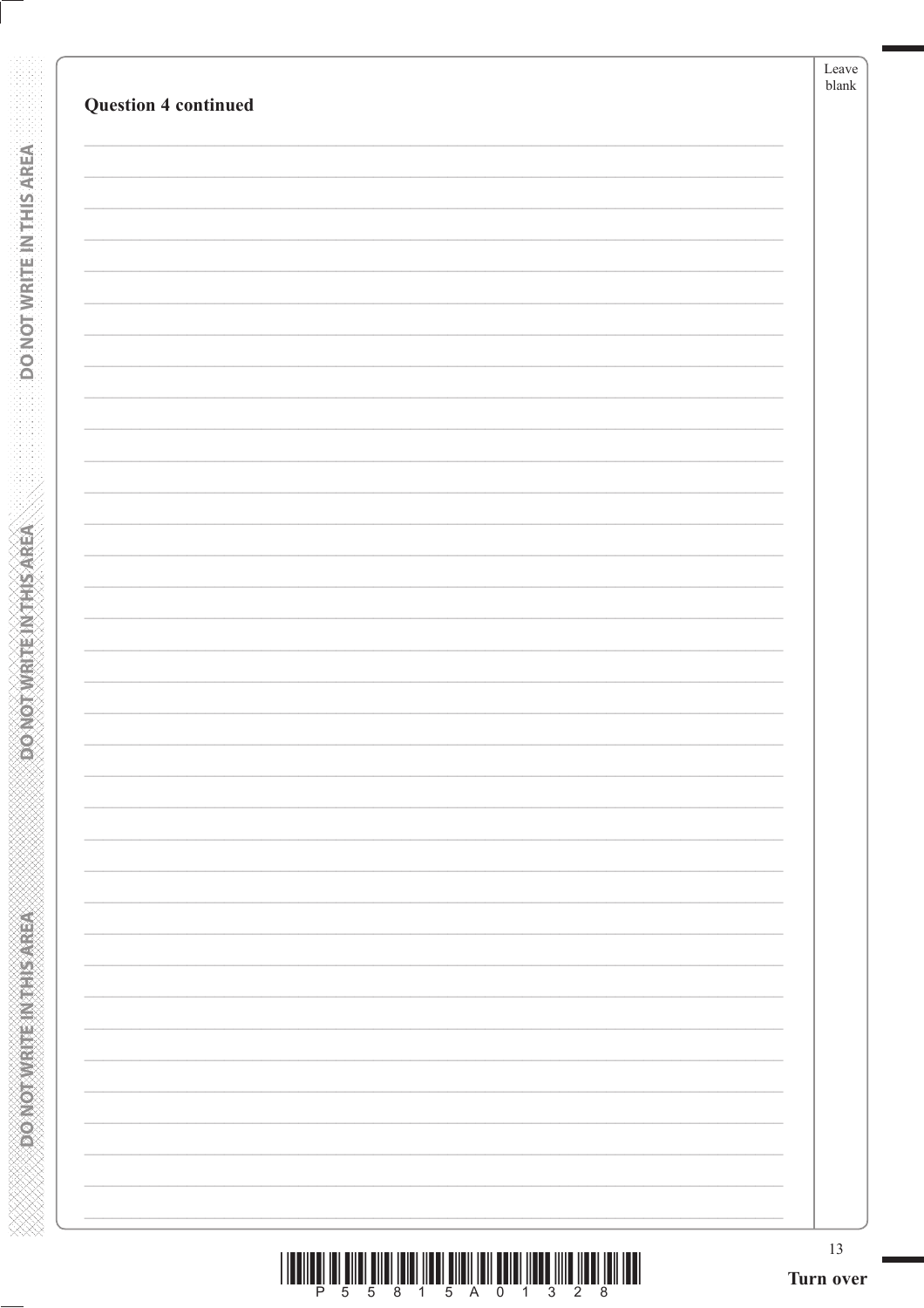**Question 4 continued**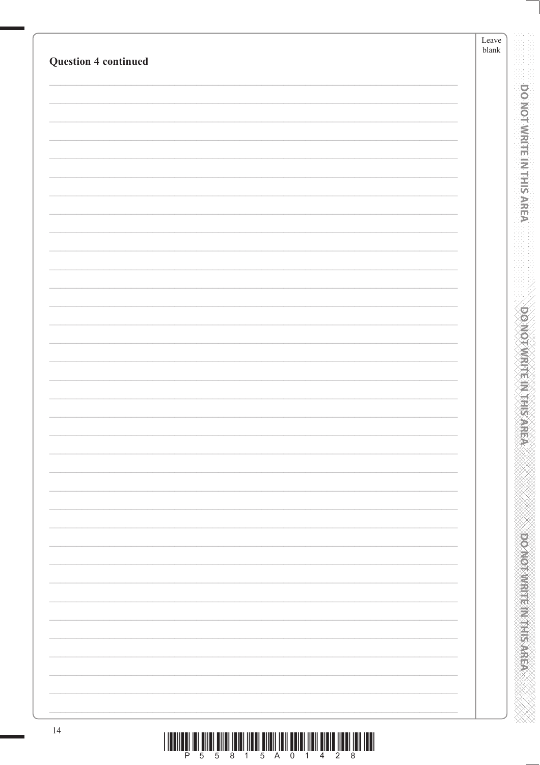**Question 4 continued**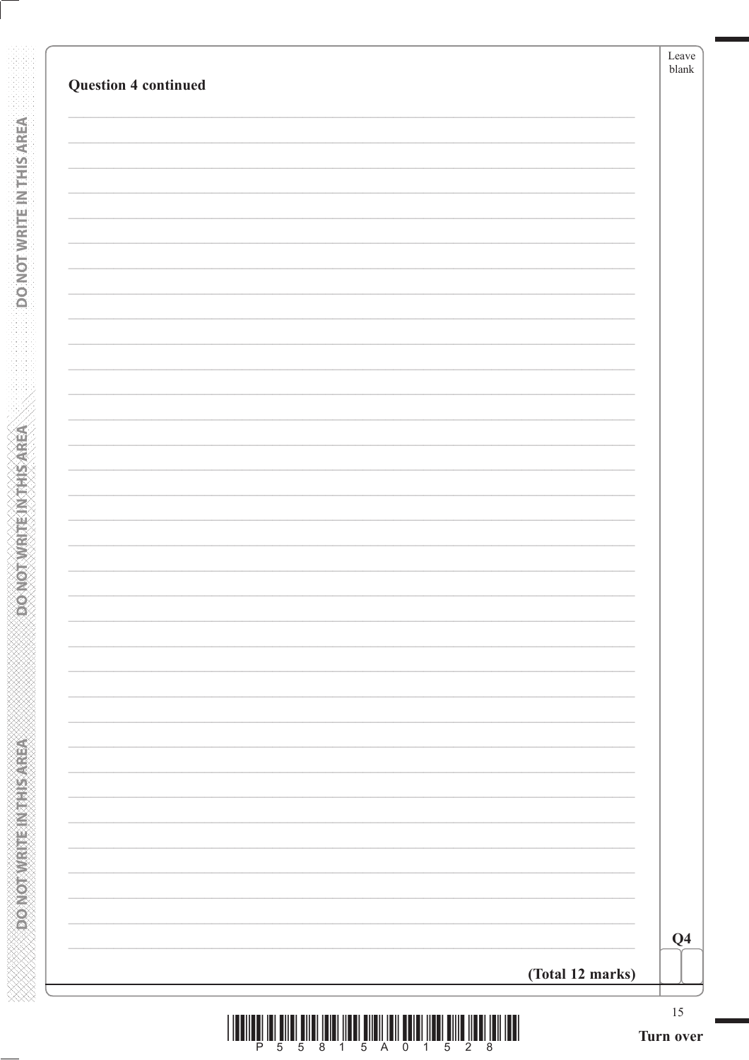**Question 4 continued**

**(Total 12 marks)**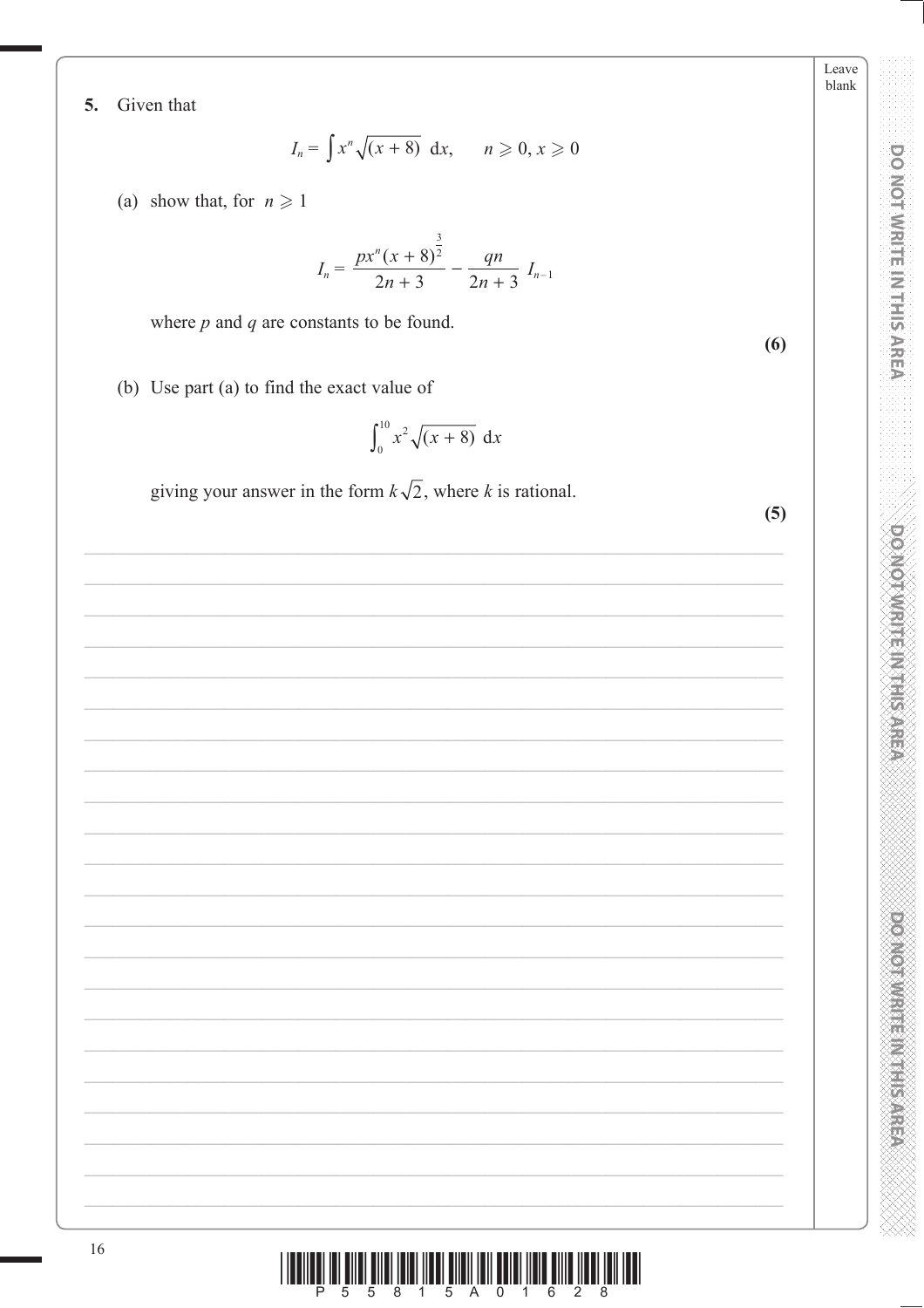**5.** Given that

$$I_n = \int x^n \sqrt{(x+8)}\ \mathrm{d}x, \qquad n \geqslant 0,\ x \geqslant 0$$

(a) show that, for $n \geqslant 1$

$$I_n = \frac{px^n(x+8)^{\frac{3}{2}}}{2n+3} - \frac{qn}{2n+3}\ I_{n-1}$$

where $p$ and $q$ are constants to be found.

**(6)**

(b) Use part (a) to find the exact value of

$$\int_0^{10} x^2\sqrt{(x+8)}\ \mathrm{d}x$$

giving your answer in the form $k\sqrt{2}$, where $k$ is rational.

**(5)**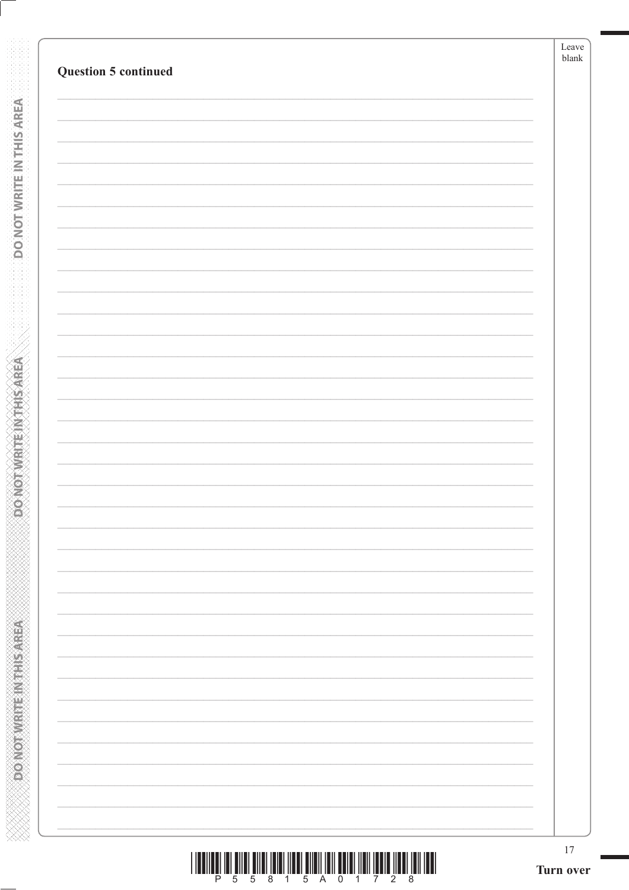**Question 5 continued**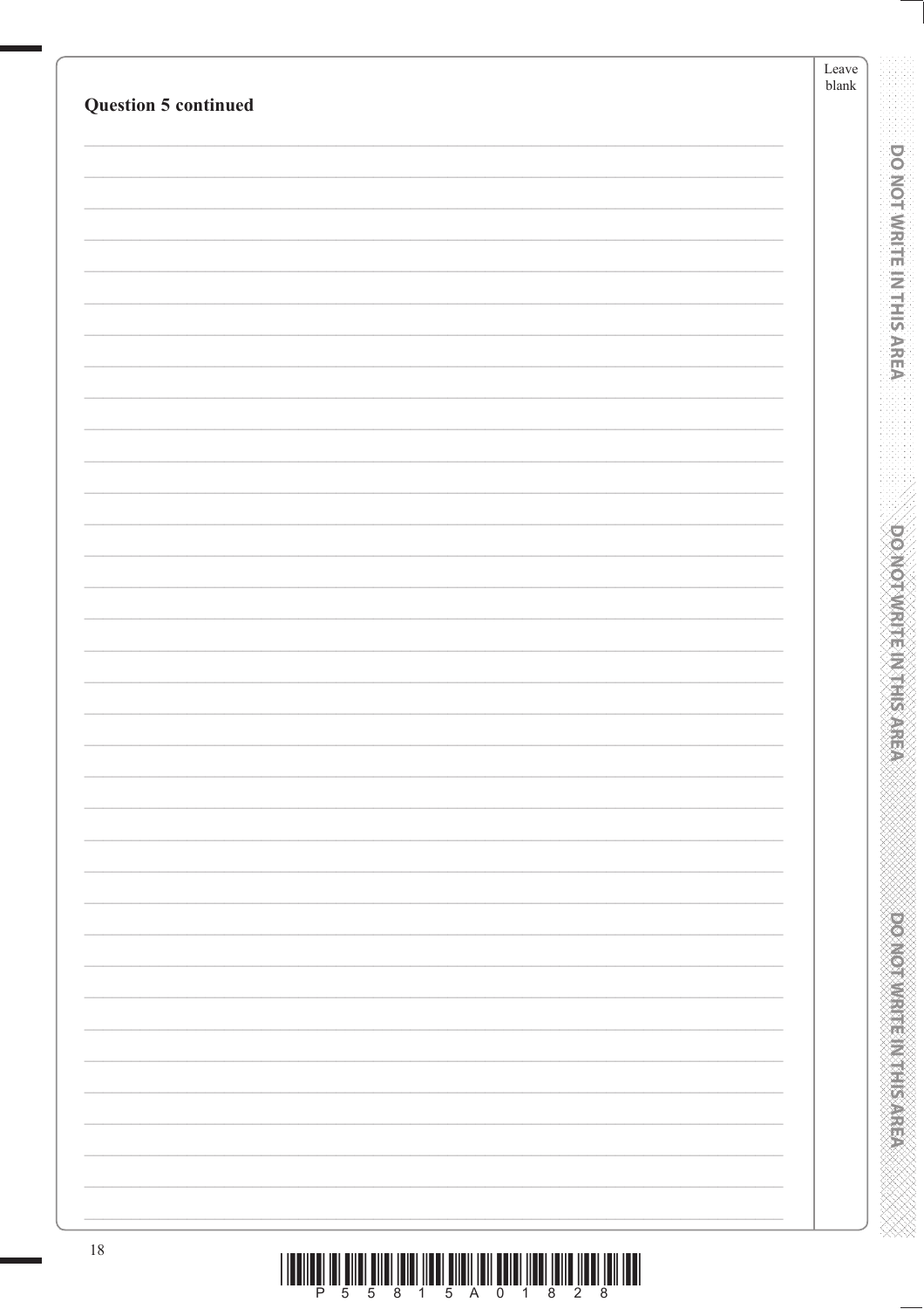**Question 5 continued**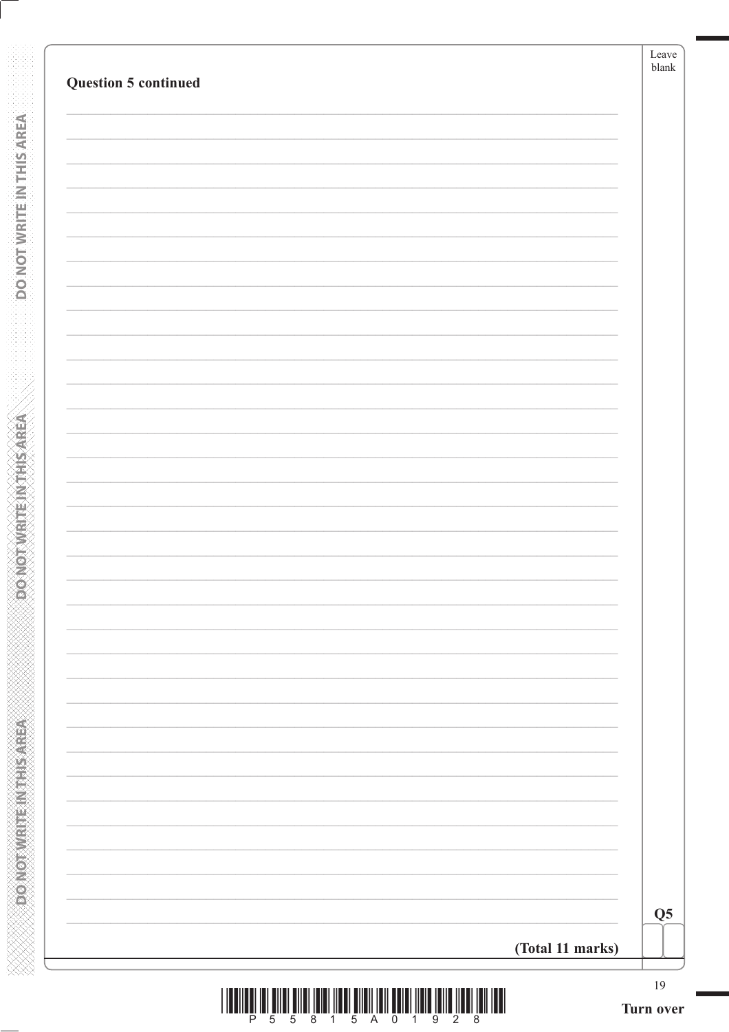**Question 5 continued**

**(Total 11 marks)**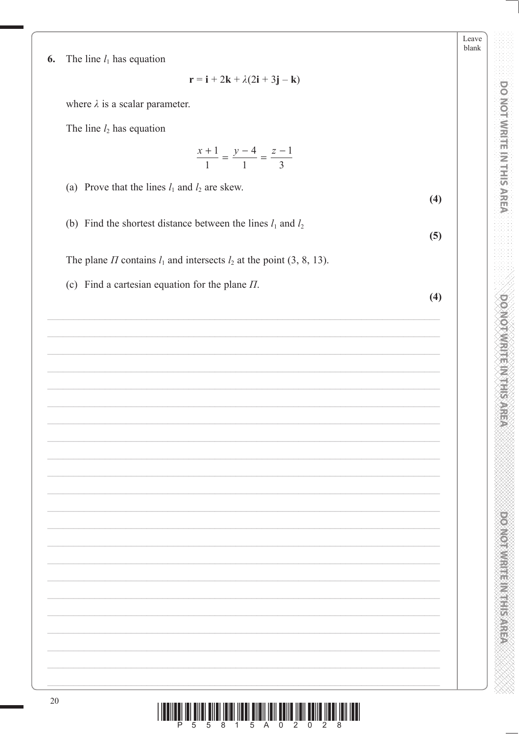**6.** The line $l_1$ has equation

$$\mathbf{r} = \mathbf{i} + 2\mathbf{k} + \lambda(2\mathbf{i} + 3\mathbf{j} - \mathbf{k})$$

where $\lambda$ is a scalar parameter.

The line $l_2$ has equation

$$\frac{x+1}{1} = \frac{y-4}{1} = \frac{z-1}{3}$$

(a) Prove that the lines $l_1$ and $l_2$ are skew.
**(4)**

(b) Find the shortest distance between the lines $l_1$ and $l_2$
**(5)**

The plane $\Pi$ contains $l_1$ and intersects $l_2$ at the point (3, 8, 13).

(c) Find a cartesian equation for the plane $\Pi$.
**(4)**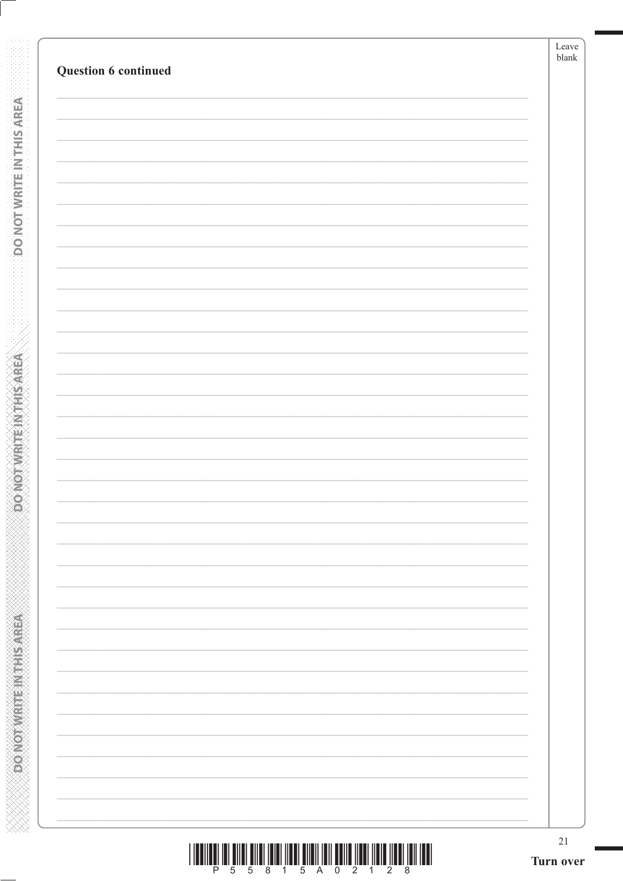**Question 6 continued**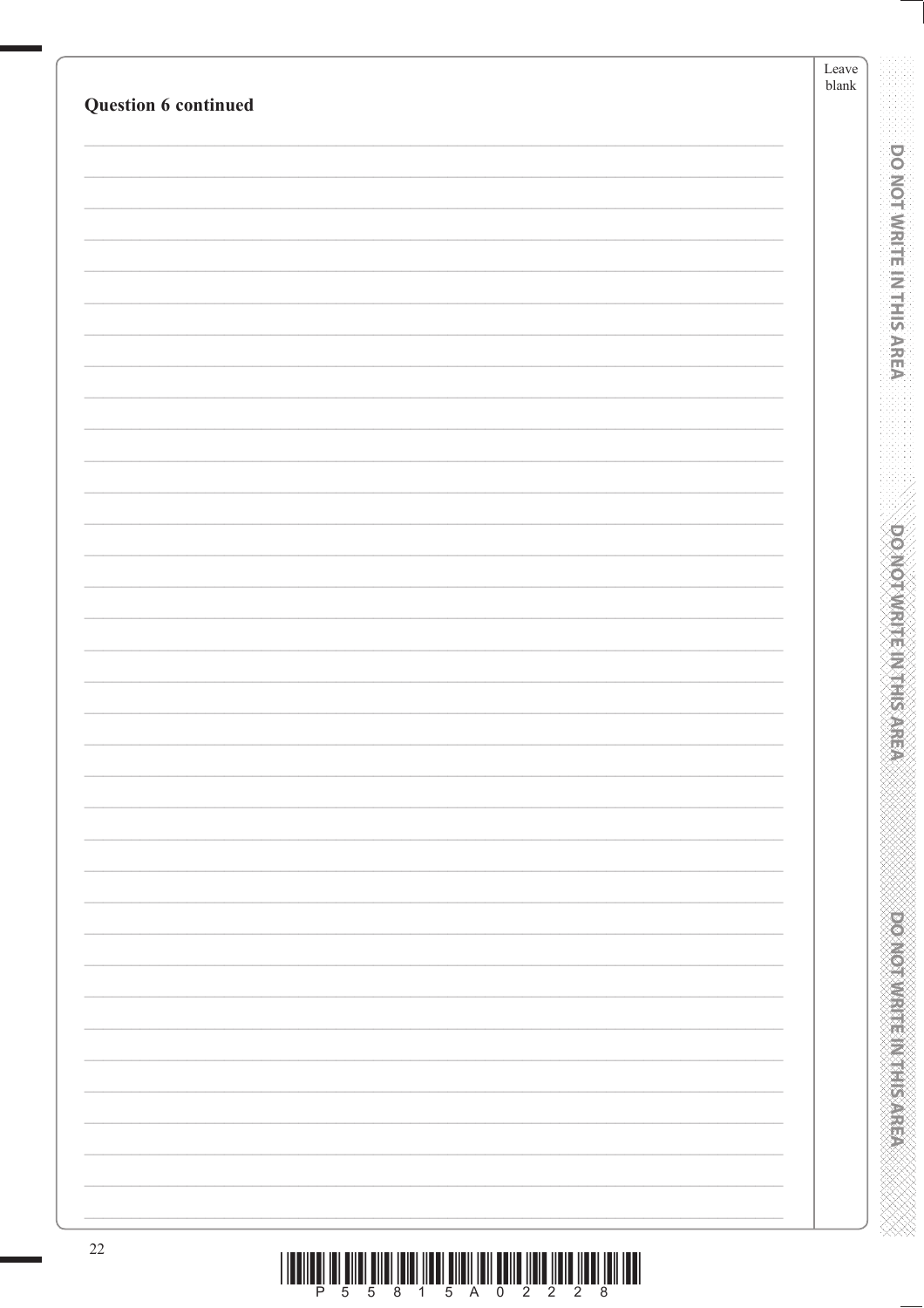**Question 6 continued**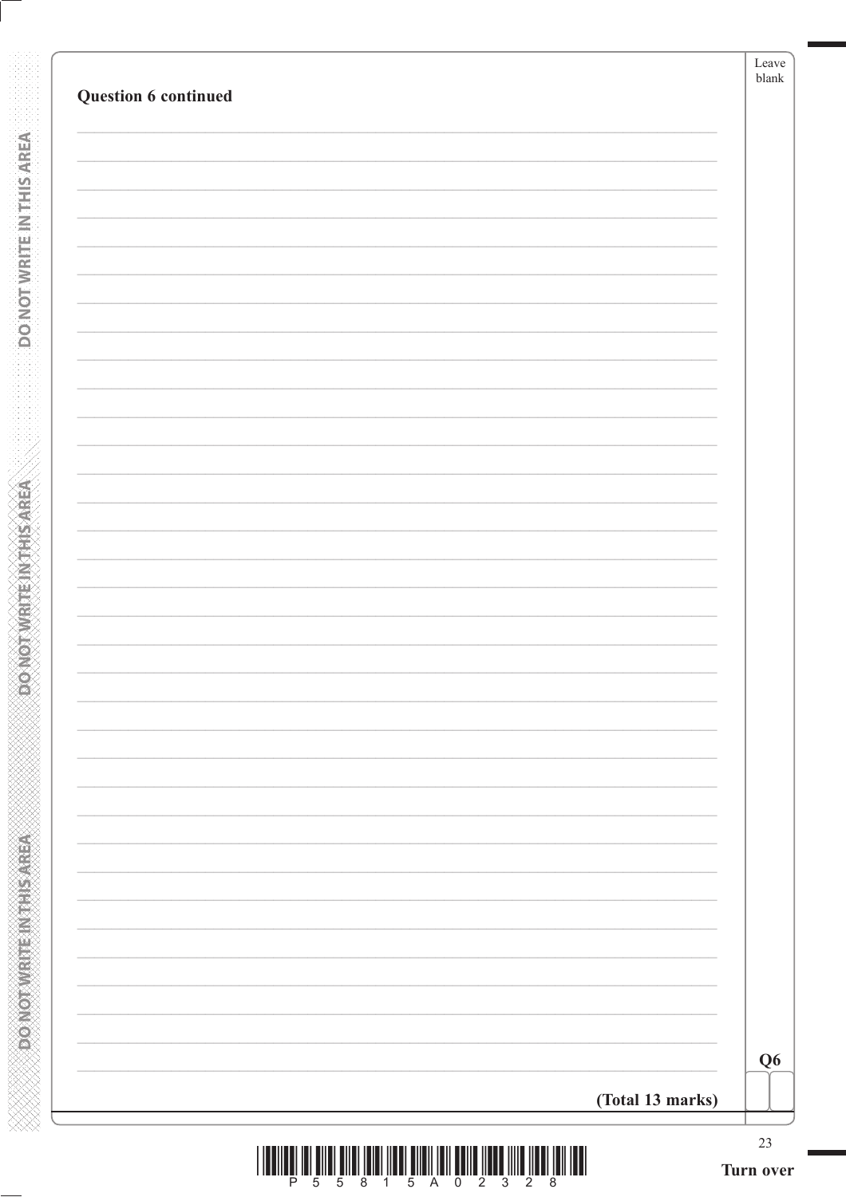**Question 6 continued**

**(Total 13 marks)**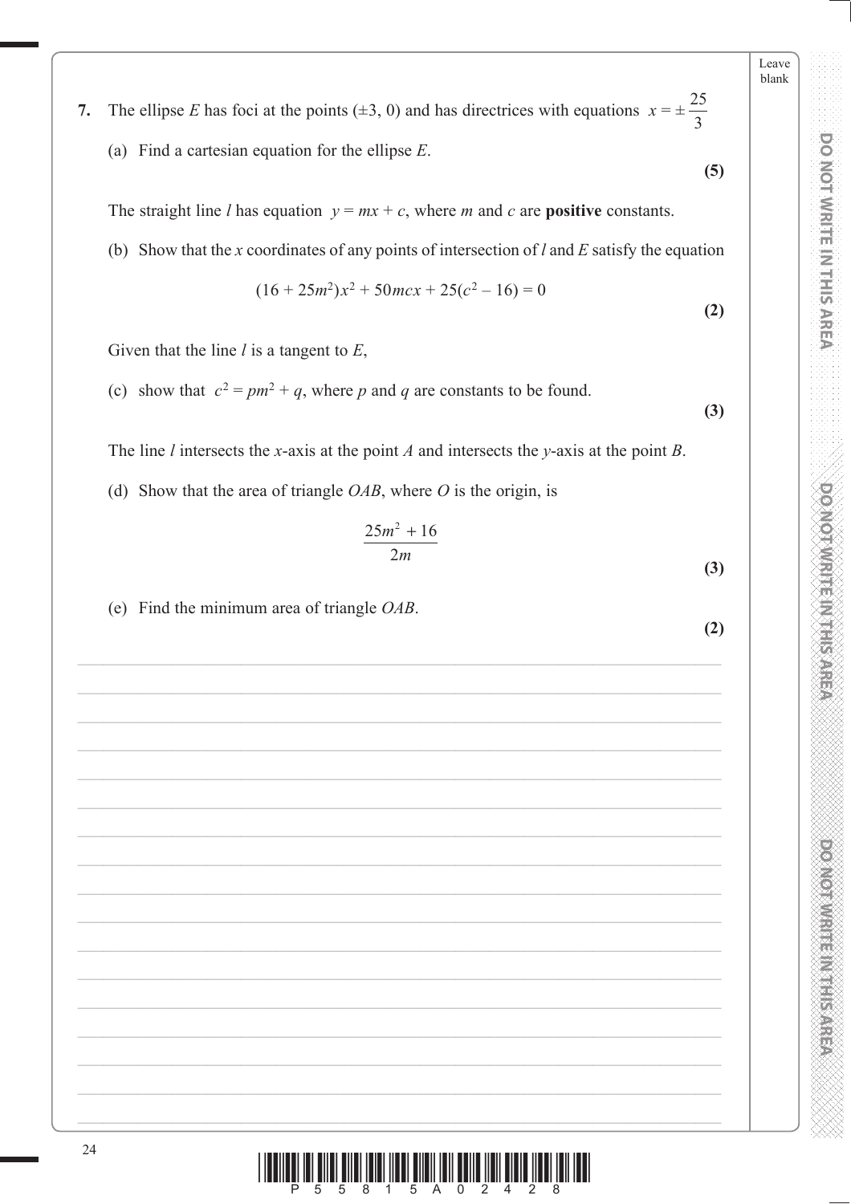**7.** The ellipse $E$ has foci at the points $(\pm 3, 0)$ and has directrices with equations $x = \pm \frac{25}{3}$

(a) Find a cartesian equation for the ellipse $E$.
**(5)**

The straight line $l$ has equation $y = mx + c$, where $m$ and $c$ are **positive** constants.

(b) Show that the $x$ coordinates of any points of intersection of $l$ and $E$ satisfy the equation

$$(16 + 25m^2)x^2 + 50mcx + 25(c^2 - 16) = 0$$

**(2)**

Given that the line $l$ is a tangent to $E$,

(c) show that $c^2 = pm^2 + q$, where $p$ and $q$ are constants to be found.
**(3)**

The line $l$ intersects the $x$-axis at the point $A$ and intersects the $y$-axis at the point $B$.

(d) Show that the area of triangle $OAB$, where $O$ is the origin, is

$$\frac{25m^2 + 16}{2m}$$

**(3)**

(e) Find the minimum area of triangle $OAB$.
**(2)**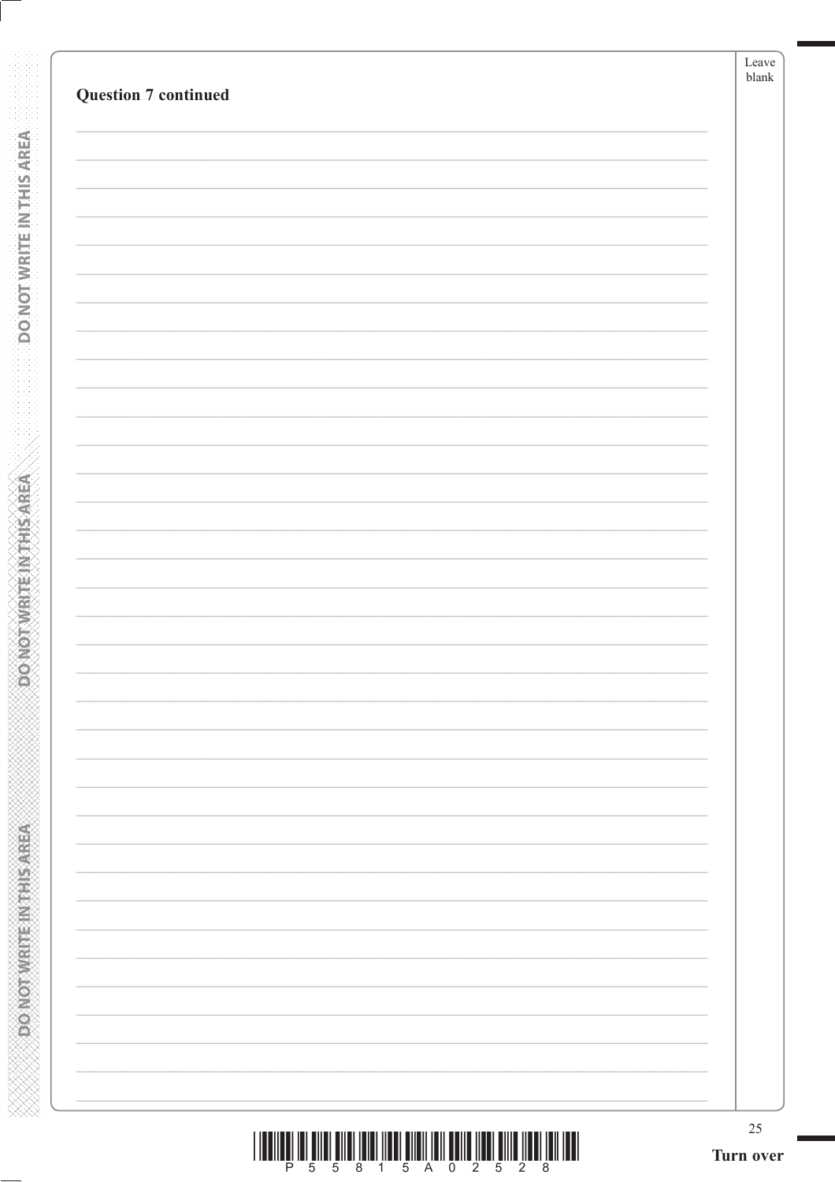**Question 7 continued**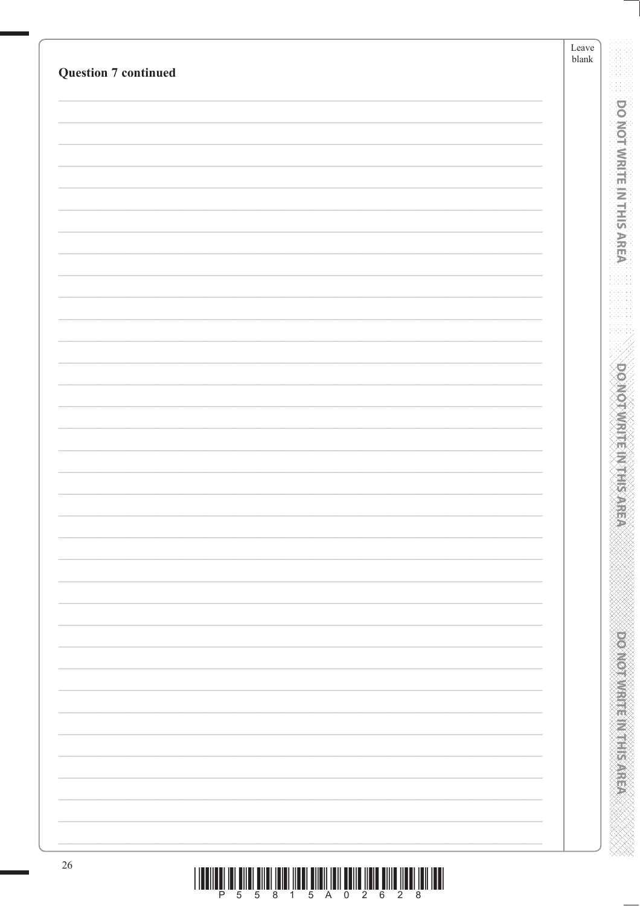**Question 7 continued**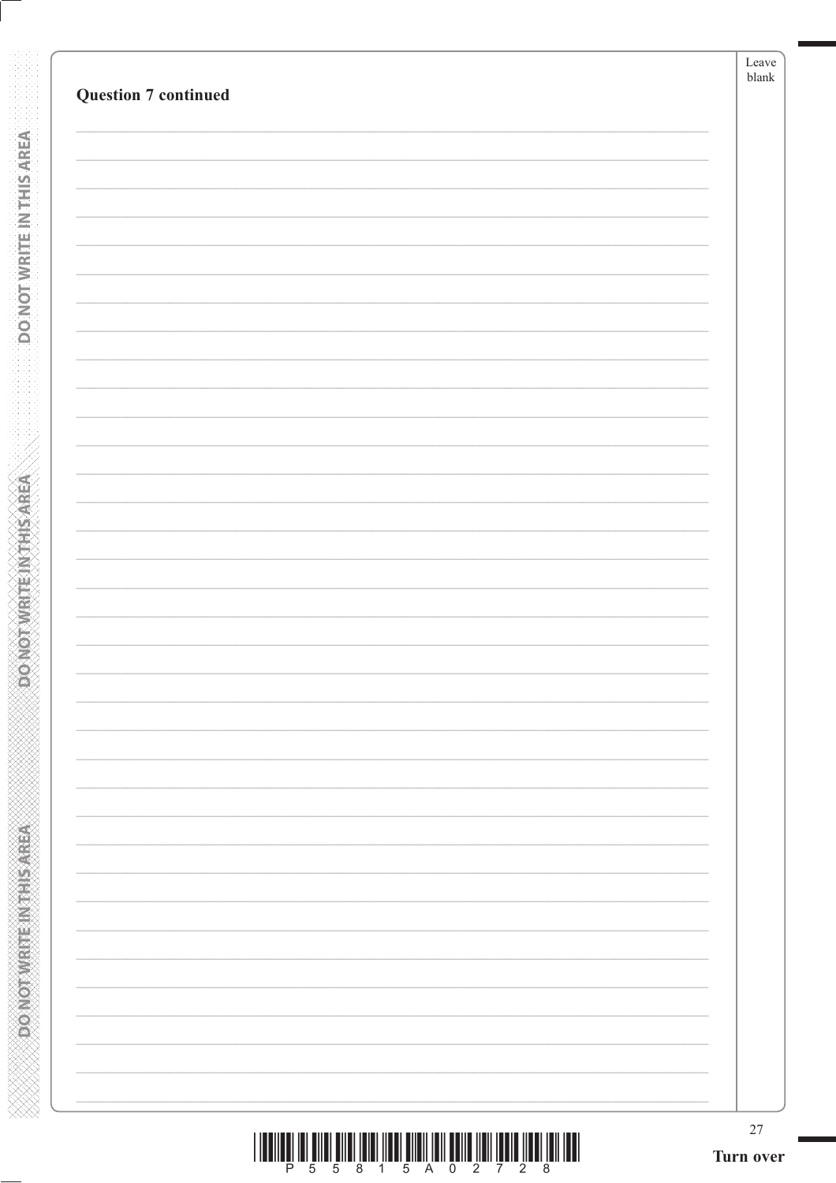**Question 7 continued**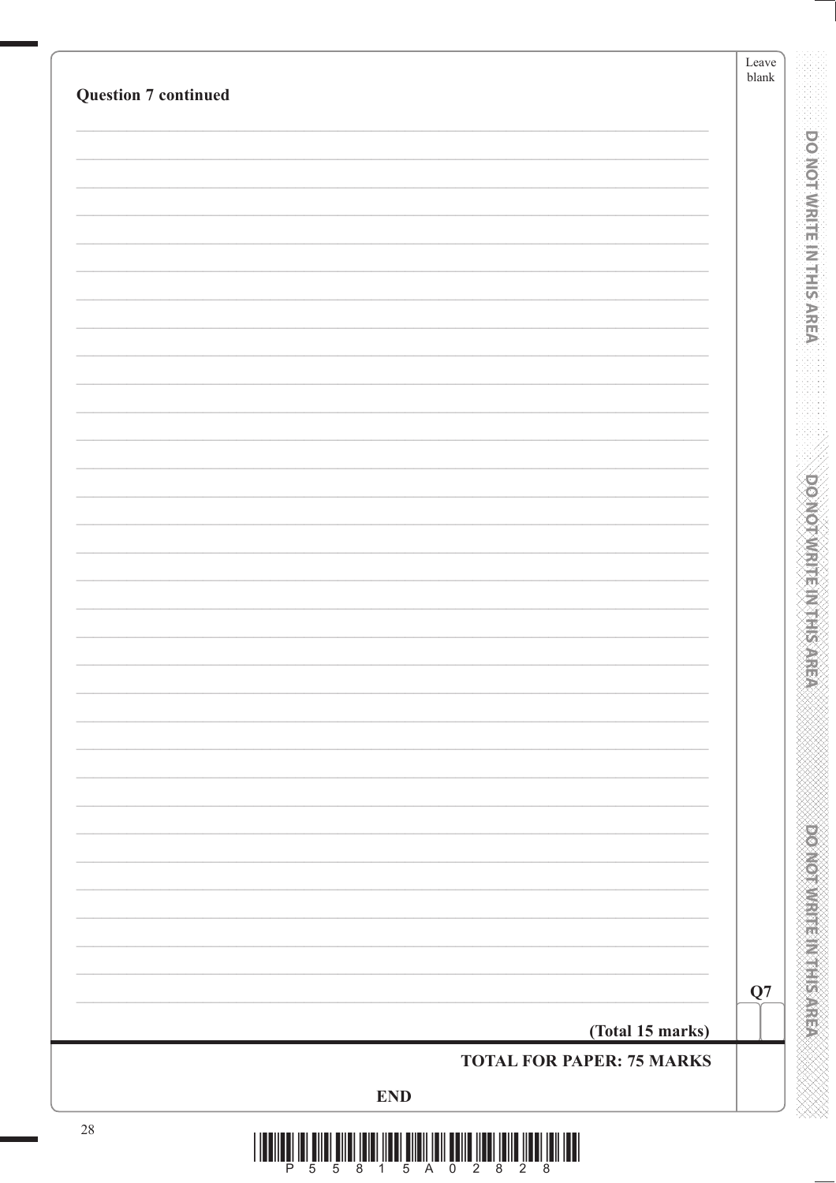**Question 7 continued**

Q7

**(Total 15 marks)**

**TOTAL FOR PAPER: 75 MARKS**

**END**